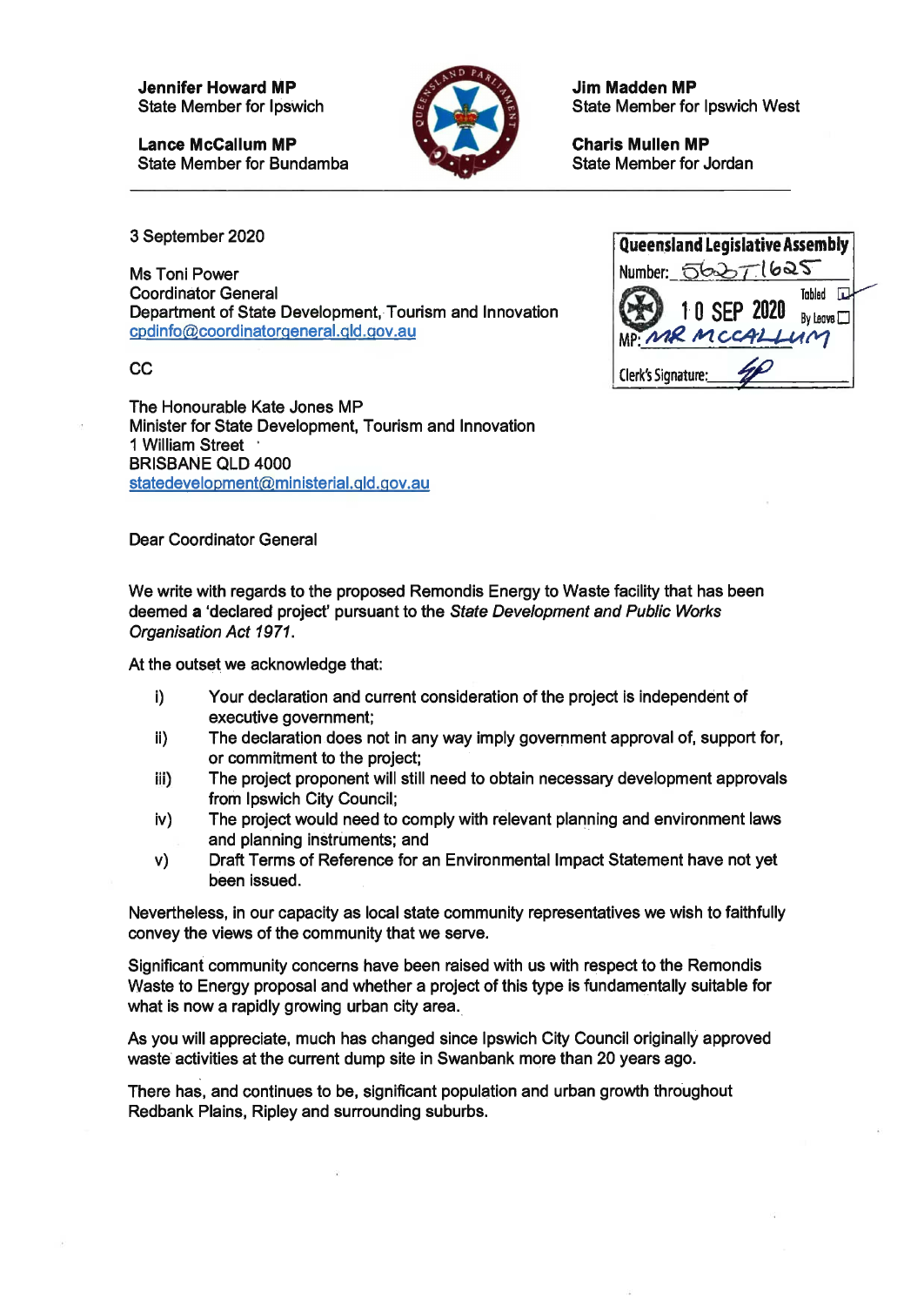**Jennifer Howard MP**
State Member for Ipswich

**Lance McCallum MP**
State Member for Bundamba

**Jim Madden MP**
State Member for Ipswich West

**Charis Mullen MP**
State Member for Jordan

---

Queensland Legislative Assembly
Number: 5623T1625
Tabled 10 SEP 2020
By Leave
MP: MR MCCALLUM
Clerk's Signature:

3 September 2020

Ms Toni Power
Coordinator General
Department of State Development, Tourism and Innovation
cpdinfo@coordinatorgeneral.qld.gov.au

CC

The Honourable Kate Jones MP
Minister for State Development, Tourism and Innovation
1 William Street
BRISBANE QLD 4000
statedevelopment@ministerial.qld.gov.au

Dear Coordinator General

We write with regards to the proposed Remondis Energy to Waste facility that has been deemed a 'declared project' pursuant to the *State Development and Public Works Organisation Act 1971*.

At the outset we acknowledge that:

i) Your declaration and current consideration of the project is independent of executive government;
ii) The declaration does not in any way imply government approval of, support for, or commitment to the project;
iii) The project proponent will still need to obtain necessary development approvals from Ipswich City Council;
iv) The project would need to comply with relevant planning and environment laws and planning instruments; and
v) Draft Terms of Reference for an Environmental Impact Statement have not yet been issued.

Nevertheless, in our capacity as local state community representatives we wish to faithfully convey the views of the community that we serve.

Significant community concerns have been raised with us with respect to the Remondis Waste to Energy proposal and whether a project of this type is fundamentally suitable for what is now a rapidly growing urban city area.

As you will appreciate, much has changed since Ipswich City Council originally approved waste activities at the current dump site in Swanbank more than 20 years ago.

There has, and continues to be, significant population and urban growth throughout Redbank Plains, Ripley and surrounding suburbs.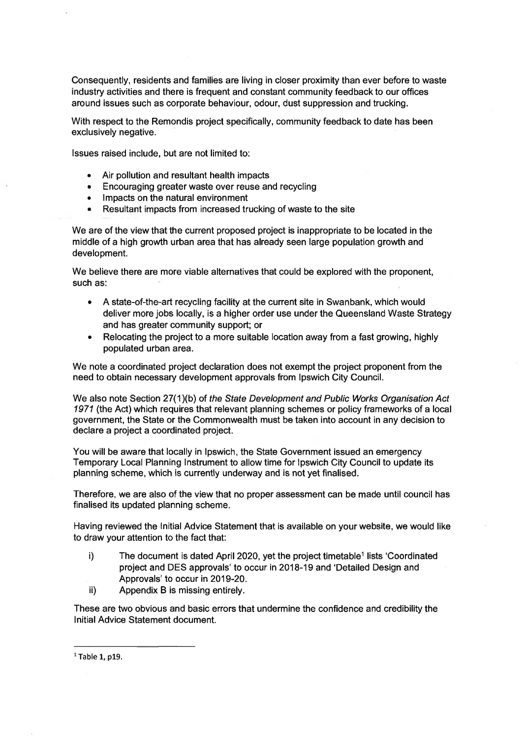Consequently, residents and families are living in closer proximity than ever before to waste industry activities and there is frequent and constant community feedback to our offices around issues such as corporate behaviour, odour, dust suppression and trucking.

With respect to the Remondis project specifically, community feedback to date has been exclusively negative.

Issues raised include, but are not limited to:

- Air pollution and resultant health impacts
- Encouraging greater waste over reuse and recycling
- Impacts on the natural environment
- Resultant impacts from increased trucking of waste to the site

We are of the view that the current proposed project is inappropriate to be located in the middle of a high growth urban area that has already seen large population growth and development.

We believe there are more viable alternatives that could be explored with the proponent, such as:

- A state-of-the-art recycling facility at the current site in Swanbank, which would deliver more jobs locally, is a higher order use under the Queensland Waste Strategy and has greater community support; or
- Relocating the project to a more suitable location away from a fast growing, highly populated urban area.

We note a coordinated project declaration does not exempt the project proponent from the need to obtain necessary development approvals from Ipswich City Council.

We also note Section 27(1)(b) of *the State Development and Public Works Organisation Act 1971* (the Act) which requires that relevant planning schemes or policy frameworks of a local government, the State or the Commonwealth must be taken into account in any decision to declare a project a coordinated project.

You will be aware that locally in Ipswich, the State Government issued an emergency Temporary Local Planning Instrument to allow time for Ipswich City Council to update its planning scheme, which is currently underway and is not yet finalised.

Therefore, we are also of the view that no proper assessment can be made until council has finalised its updated planning scheme.

Having reviewed the Initial Advice Statement that is available on your website, we would like to draw your attention to the fact that:

i) The document is dated April 2020, yet the project timetable[1] lists 'Coordinated project and DES approvals' to occur in 2018-19 and 'Detailed Design and Approvals' to occur in 2019-20.

ii) Appendix B is missing entirely.

These are two obvious and basic errors that undermine the confidence and credibility the Initial Advice Statement document.

[1] Table 1, p19.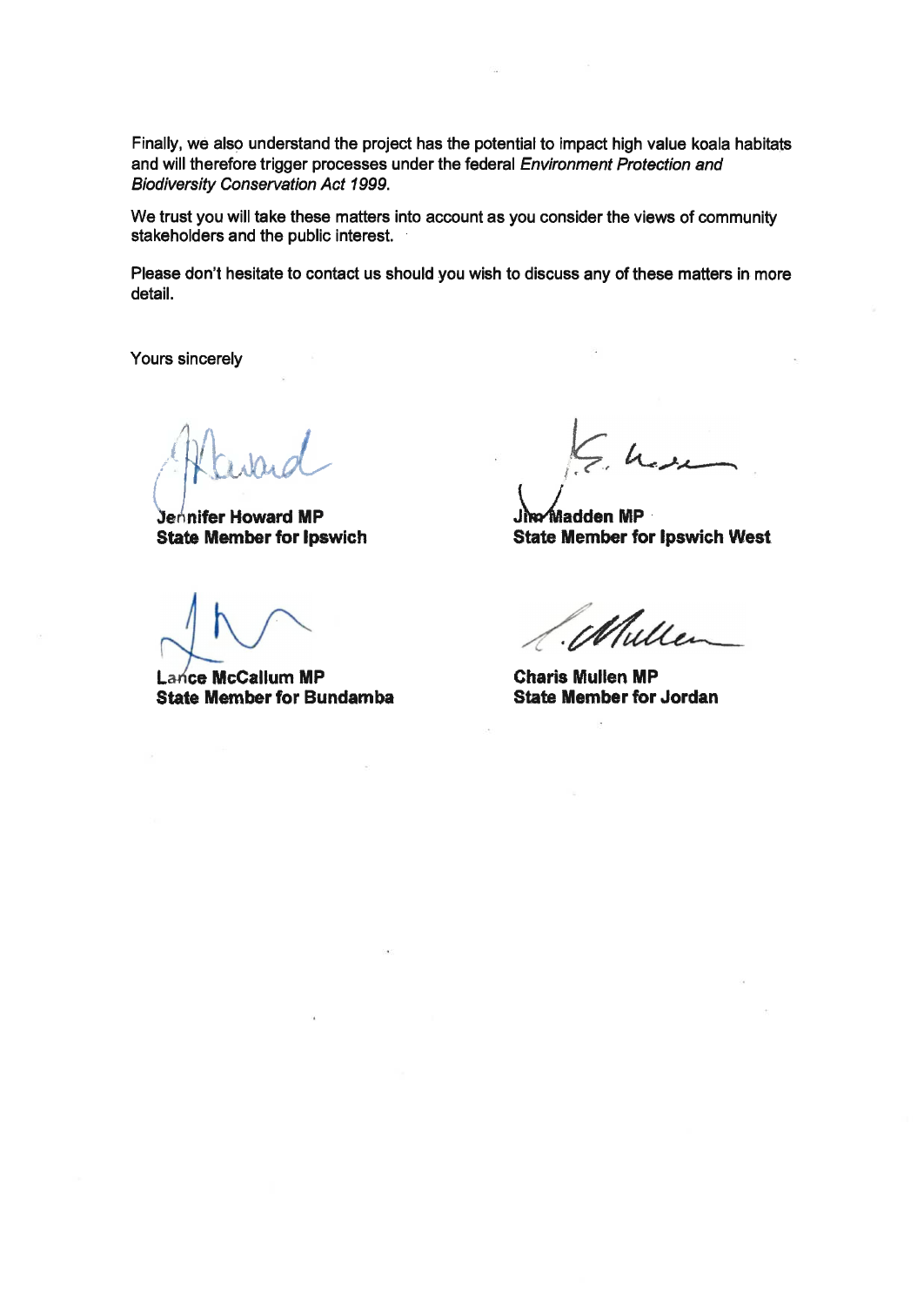Finally, we also understand the project has the potential to impact high value koala habitats and will therefore trigger processes under the federal *Environment Protection and Biodiversity Conservation Act 1999.*

We trust you will take these matters into account as you consider the views of community stakeholders and the public interest.

Please don't hesitate to contact us should you wish to discuss any of these matters in more detail.

Yours sincerely

**Jennifer Howard MP**
**State Member for Ipswich**

**Jim Madden MP**
**State Member for Ipswich West**

**Lance McCallum MP**
**State Member for Bundamba**

**Charis Mullen MP**
**State Member for Jordan**